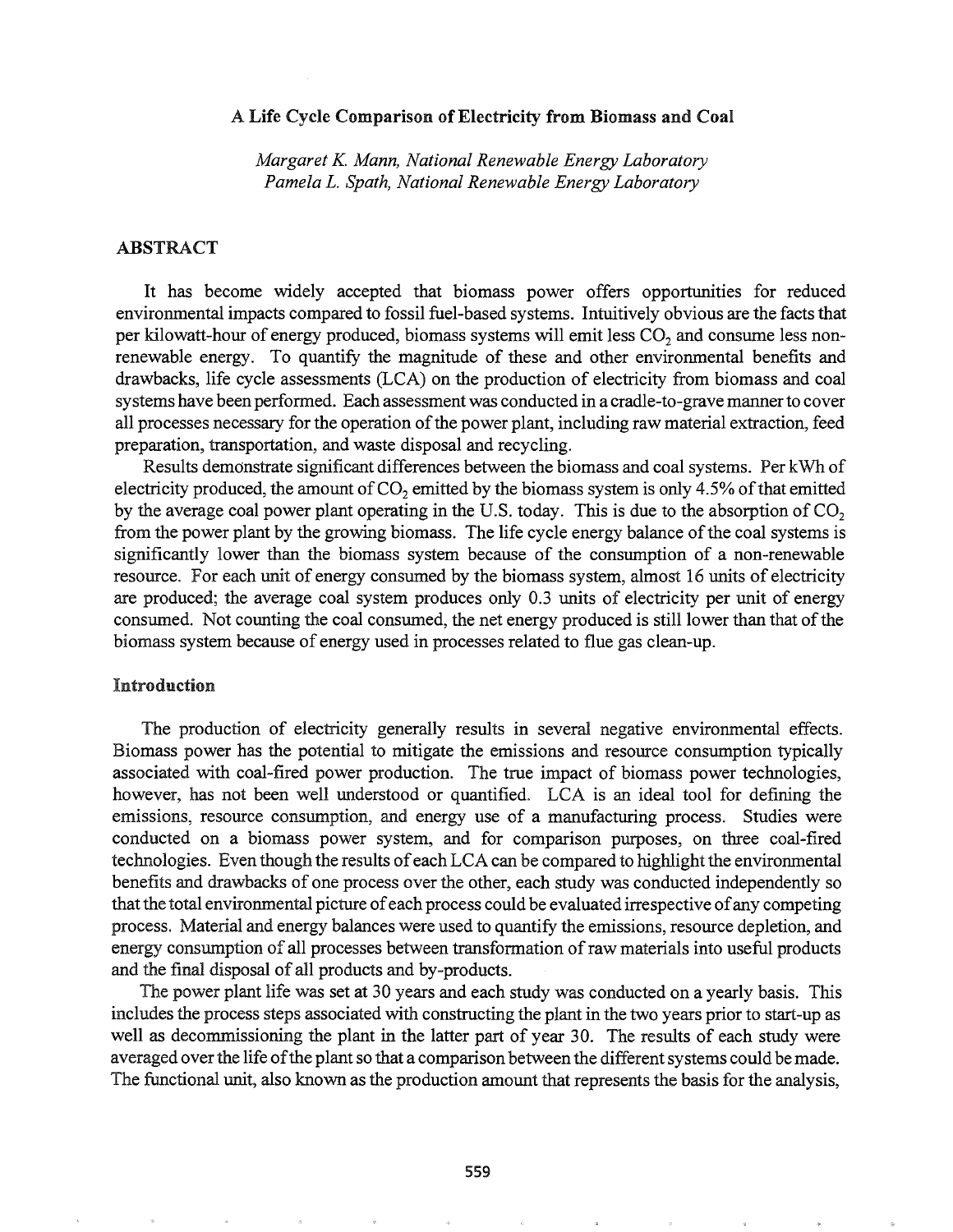# A Life Cycle Comparison of Electricity from Biomass and Coal

*Margaret K. Mann, National Renewable Energy Laboratory*
*Pamela L. Spath, National Renewable Energy Laboratory*

## ABSTRACT

It has become widely accepted that biomass power offers opportunities for reduced environmental impacts compared to fossil fuel-based systems. Intuitively obvious are the facts that per kilowatt-hour of energy produced, biomass systems will emit less $CO_2$ and consume less non-renewable energy. To quantify the magnitude of these and other environmental benefits and drawbacks, life cycle assessments (LCA) on the production of electricity from biomass and coal systems have been performed. Each assessment was conducted in a cradle-to-grave manner to cover all processes necessary for the operation of the power plant, including raw material extraction, feed preparation, transportation, and waste disposal and recycling.

Results demonstrate significant differences between the biomass and coal systems. Per kWh of electricity produced, the amount of $CO_2$ emitted by the biomass system is only 4.5% of that emitted by the average coal power plant operating in the U.S. today. This is due to the absorption of $CO_2$ from the power plant by the growing biomass. The life cycle energy balance of the coal systems is significantly lower than the biomass system because of the consumption of a non-renewable resource. For each unit of energy consumed by the biomass system, almost 16 units of electricity are produced; the average coal system produces only 0.3 units of electricity per unit of energy consumed. Not counting the coal consumed, the net energy produced is still lower than that of the biomass system because of energy used in processes related to flue gas clean-up.

### Introduction

The production of electricity generally results in several negative environmental effects. Biomass power has the potential to mitigate the emissions and resource consumption typically associated with coal-fired power production. The true impact of biomass power technologies, however, has not been well understood or quantified. LCA is an ideal tool for defining the emissions, resource consumption, and energy use of a manufacturing process. Studies were conducted on a biomass power system, and for comparison purposes, on three coal-fired technologies. Even though the results of each LCA can be compared to highlight the environmental benefits and drawbacks of one process over the other, each study was conducted independently so that the total environmental picture of each process could be evaluated irrespective of any competing process. Material and energy balances were used to quantify the emissions, resource depletion, and energy consumption of all processes between transformation of raw materials into useful products and the final disposal of all products and by-products.

The power plant life was set at 30 years and each study was conducted on a yearly basis. This includes the process steps associated with constructing the plant in the two years prior to start-up as well as decommissioning the plant in the latter part of year 30. The results of each study were averaged over the life of the plant so that a comparison between the different systems could be made. The functional unit, also known as the production amount that represents the basis for the analysis,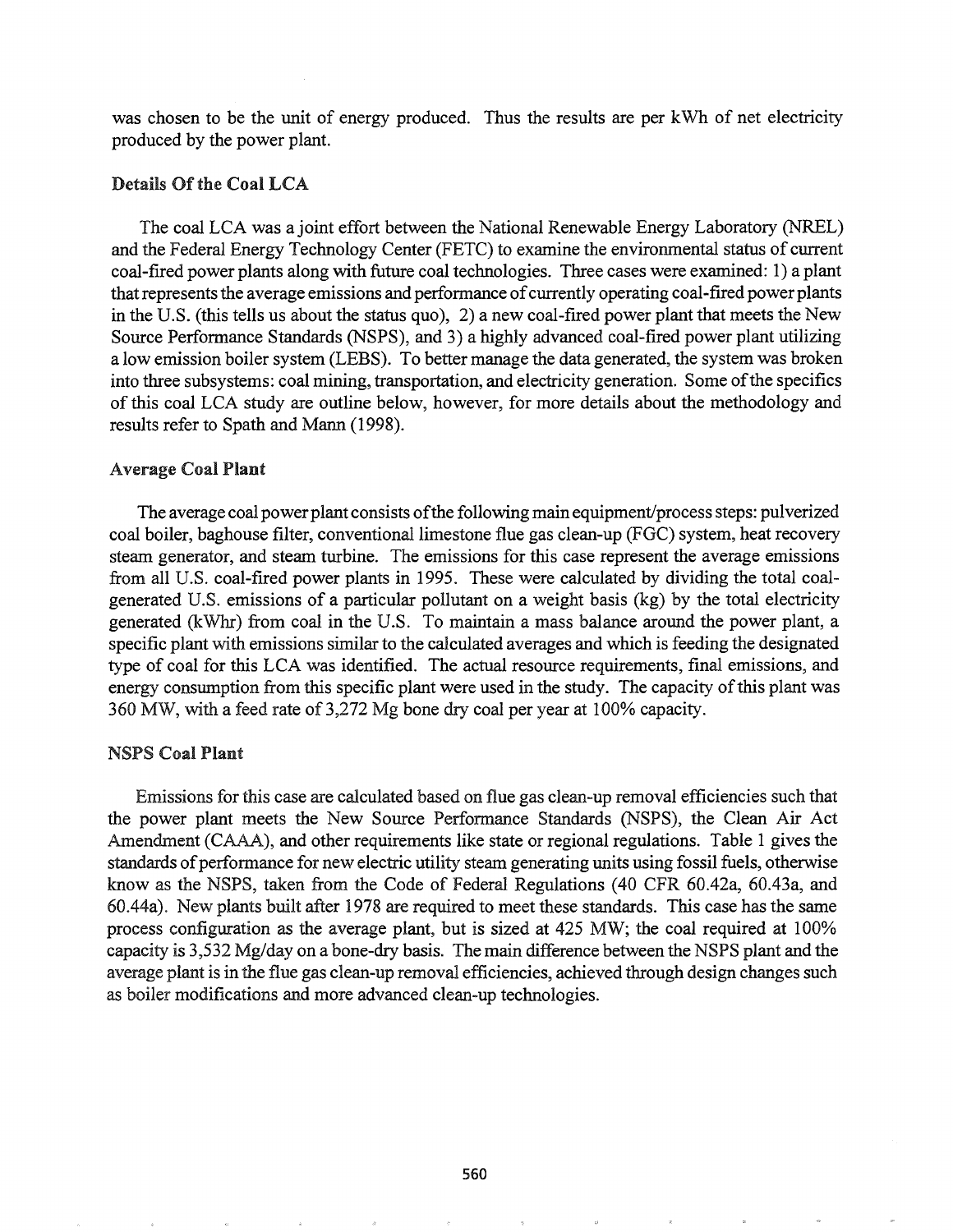was chosen to be the unit of energy produced. Thus the results are per kWh of net electricity produced by the power plant.

### Details Of the Coal LCA

The coal LCA was a joint effort between the National Renewable Energy Laboratory (NREL) and the Federal Energy Technology Center (FETC) to examine the environmental status of current coal-fired power plants along with future coal technologies. Three cases were examined: 1) a plant that represents the average emissions and performance of currently operating coal-fired power plants in the U.S. (this tells us about the status quo), 2) a new coal-fired power plant that meets the New Source Performance Standards (NSPS), and 3) a highly advanced coal-fired power plant utilizing a low emission boiler system (LEBS). To better manage the data generated, the system was broken into three subsystems: coal mining, transportation, and electricity generation. Some of the specifics of this coal LCA study are outline below, however, for more details about the methodology and results refer to Spath and Mann (1998).

### Average Coal Plant

The average coal power plant consists of the following main equipment/process steps: pulverized coal boiler, baghouse filter, conventional limestone flue gas clean-up (FGC) system, heat recovery steam generator, and steam turbine. The emissions for this case represent the average emissions from all U.S. coal-fired power plants in 1995. These were calculated by dividing the total coal-generated U.S. emissions of a particular pollutant on a weight basis (kg) by the total electricity generated (kWhr) from coal in the U.S. To maintain a mass balance around the power plant, a specific plant with emissions similar to the calculated averages and which is feeding the designated type of coal for this LCA was identified. The actual resource requirements, final emissions, and energy consumption from this specific plant were used in the study. The capacity of this plant was 360 MW, with a feed rate of 3,272 Mg bone dry coal per year at 100% capacity.

### NSPS Coal Plant

Emissions for this case are calculated based on flue gas clean-up removal efficiencies such that the power plant meets the New Source Performance Standards (NSPS), the Clean Air Act Amendment (CAAA), and other requirements like state or regional regulations. Table 1 gives the standards of performance for new electric utility steam generating units using fossil fuels, otherwise know as the NSPS, taken from the Code of Federal Regulations (40 CFR 60.42a, 60.43a, and 60.44a). New plants built after 1978 are required to meet these standards. This case has the same process configuration as the average plant, but is sized at 425 MW; the coal required at 100% capacity is 3,532 Mg/day on a bone-dry basis. The main difference between the NSPS plant and the average plant is in the flue gas clean-up removal efficiencies, achieved through design changes such as boiler modifications and more advanced clean-up technologies.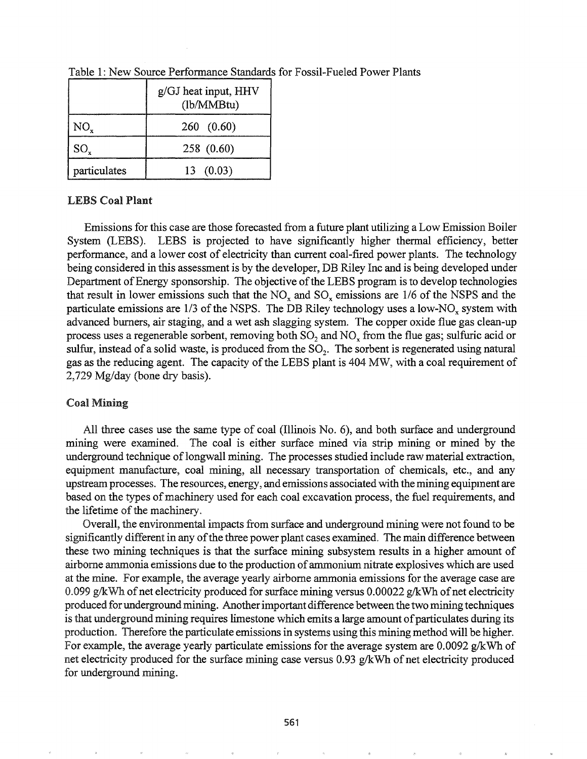Table 1: New Source Performance Standards for Fossil-Fueled Power Plants

| | g/GJ heat input, HHV (lb/MMBtu) |
|---|---|
| $NO_x$ | 260 (0.60) |
| $SO_x$ | 258 (0.60) |
| particulates | 13 (0.03) |

### LEBS Coal Plant

Emissions for this case are those forecasted from a future plant utilizing a Low Emission Boiler System (LEBS). LEBS is projected to have significantly higher thermal efficiency, better performance, and a lower cost of electricity than current coal-fired power plants. The technology being considered in this assessment is by the developer, DB Riley Inc and is being developed under Department of Energy sponsorship. The objective of the LEBS program is to develop technologies that result in lower emissions such that the $NO_x$ and $SO_x$ emissions are 1/6 of the NSPS and the particulate emissions are 1/3 of the NSPS. The DB Riley technology uses a low-$NO_x$ system with advanced burners, air staging, and a wet ash slagging system. The copper oxide flue gas clean-up process uses a regenerable sorbent, removing both $SO_2$ and $NO_x$ from the flue gas; sulfuric acid or sulfur, instead of a solid waste, is produced from the $SO_2$. The sorbent is regenerated using natural gas as the reducing agent. The capacity of the LEBS plant is 404 MW, with a coal requirement of 2,729 Mg/day (bone dry basis).

### Coal Mining

All three cases use the same type of coal (Illinois No. 6), and both surface and underground mining were examined. The coal is either surface mined via strip mining or mined by the underground technique of longwall mining. The processes studied include raw material extraction, equipment manufacture, coal mining, all necessary transportation of chemicals, etc., and any upstream processes. The resources, energy, and emissions associated with the mining equipment are based on the types of machinery used for each coal excavation process, the fuel requirements, and the lifetime of the machinery.

Overall, the environmental impacts from surface and underground mining were not found to be significantly different in any of the three power plant cases examined. The main difference between these two mining techniques is that the surface mining subsystem results in a higher amount of airborne ammonia emissions due to the production of ammonium nitrate explosives which are used at the mine. For example, the average yearly airborne ammonia emissions for the average case are 0.099 g/kWh of net electricity produced for surface mining versus 0.00022 g/kWh of net electricity produced for underground mining. Another important difference between the two mining techniques is that underground mining requires limestone which emits a large amount of particulates during its production. Therefore the particulate emissions in systems using this mining method will be higher. For example, the average yearly particulate emissions for the average system are 0.0092 g/kWh of net electricity produced for the surface mining case versus 0.93 g/kWh of net electricity produced for underground mining.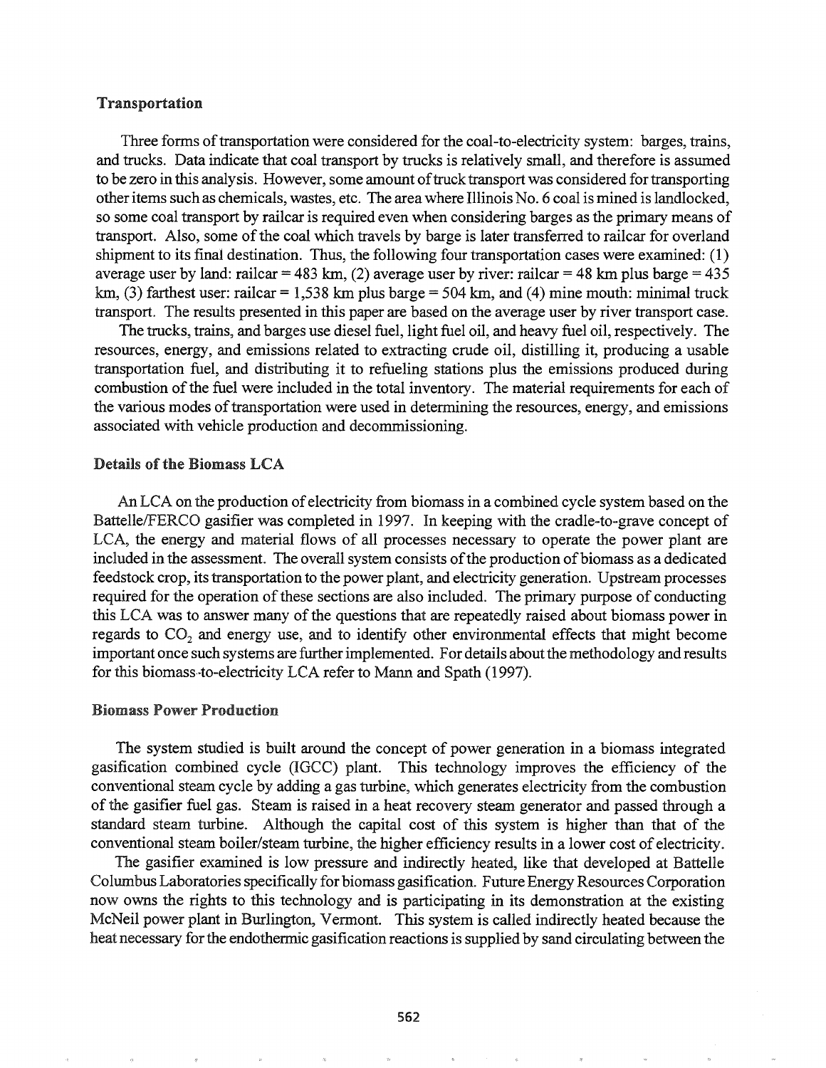### Transportation

Three forms of transportation were considered for the coal-to-electricity system: barges, trains, and trucks. Data indicate that coal transport by trucks is relatively small, and therefore is assumed to be zero in this analysis. However, some amount of truck transport was considered for transporting other items such as chemicals, wastes, etc. The area where Illinois No. 6 coal is mined is landlocked, so some coal transport by railcar is required even when considering barges as the primary means of transport. Also, some of the coal which travels by barge is later transferred to railcar for overland shipment to its final destination. Thus, the following four transportation cases were examined: (1) average user by land: railcar = 483 km, (2) average user by river: railcar = 48 km plus barge = 435 km, (3) farthest user: railcar = 1,538 km plus barge = 504 km, and (4) mine mouth: minimal truck transport. The results presented in this paper are based on the average user by river transport case.

The trucks, trains, and barges use diesel fuel, light fuel oil, and heavy fuel oil, respectively. The resources, energy, and emissions related to extracting crude oil, distilling it, producing a usable transportation fuel, and distributing it to refueling stations plus the emissions produced during combustion of the fuel were included in the total inventory. The material requirements for each of the various modes of transportation were used in determining the resources, energy, and emissions associated with vehicle production and decommissioning.

### Details of the Biomass LCA

An LCA on the production of electricity from biomass in a combined cycle system based on the Battelle/FERCO gasifier was completed in 1997. In keeping with the cradle-to-grave concept of LCA, the energy and material flows of all processes necessary to operate the power plant are included in the assessment. The overall system consists of the production of biomass as a dedicated feedstock crop, its transportation to the power plant, and electricity generation. Upstream processes required for the operation of these sections are also included. The primary purpose of conducting this LCA was to answer many of the questions that are repeatedly raised about biomass power in regards to $CO_2$ and energy use, and to identify other environmental effects that might become important once such systems are further implemented. For details about the methodology and results for this biomass-to-electricity LCA refer to Mann and Spath (1997).

### Biomass Power Production

The system studied is built around the concept of power generation in a biomass integrated gasification combined cycle (IGCC) plant. This technology improves the efficiency of the conventional steam cycle by adding a gas turbine, which generates electricity from the combustion of the gasifier fuel gas. Steam is raised in a heat recovery steam generator and passed through a standard steam turbine. Although the capital cost of this system is higher than that of the conventional steam boiler/steam turbine, the higher efficiency results in a lower cost of electricity.

The gasifier examined is low pressure and indirectly heated, like that developed at Battelle Columbus Laboratories specifically for biomass gasification. Future Energy Resources Corporation now owns the rights to this technology and is participating in its demonstration at the existing McNeil power plant in Burlington, Vermont. This system is called indirectly heated because the heat necessary for the endothermic gasification reactions is supplied by sand circulating between the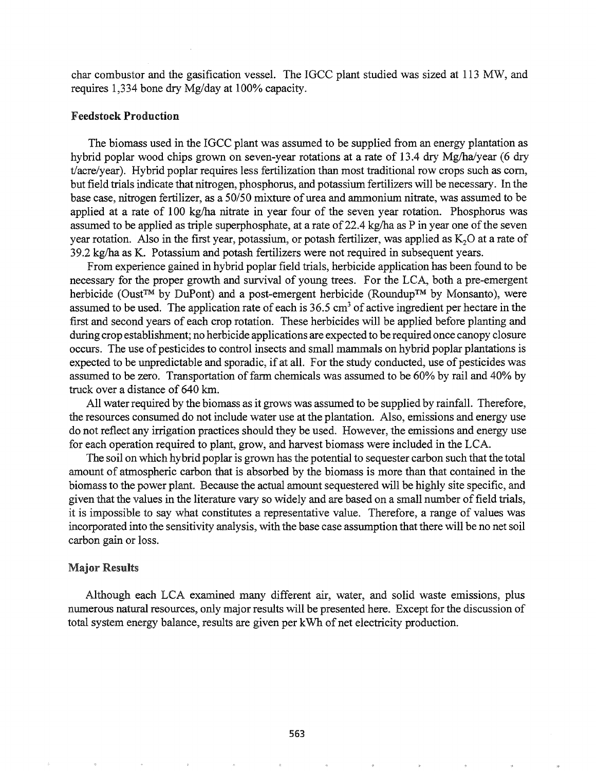char combustor and the gasification vessel. The IGCC plant studied was sized at 113 MW, and requires 1,334 bone dry Mg/day at 100% capacity.

### Feedstock Production

The biomass used in the IGCC plant was assumed to be supplied from an energy plantation as hybrid poplar wood chips grown on seven-year rotations at a rate of 13.4 dry Mg/ha/year (6 dry t/acre/year). Hybrid poplar requires less fertilization than most traditional row crops such as corn, but field trials indicate that nitrogen, phosphorus, and potassium fertilizers will be necessary. In the base case, nitrogen fertilizer, as a 50/50 mixture of urea and ammonium nitrate, was assumed to be applied at a rate of 100 kg/ha nitrate in year four of the seven year rotation. Phosphorus was assumed to be applied as triple superphosphate, at a rate of 22.4 kg/ha as P in year one of the seven year rotation. Also in the first year, potassium, or potash fertilizer, was applied as $K_2O$ at a rate of 39.2 kg/ha as K. Potassium and potash fertilizers were not required in subsequent years.

From experience gained in hybrid poplar field trials, herbicide application has been found to be necessary for the proper growth and survival of young trees. For the LCA, both a pre-emergent herbicide (Oust™ by DuPont) and a post-emergent herbicide (Roundup™ by Monsanto), were assumed to be used. The application rate of each is 36.5 $cm^3$ of active ingredient per hectare in the first and second years of each crop rotation. These herbicides will be applied before planting and during crop establishment; no herbicide applications are expected to be required once canopy closure occurs. The use of pesticides to control insects and small mammals on hybrid poplar plantations is expected to be unpredictable and sporadic, if at all. For the study conducted, use of pesticides was assumed to be zero. Transportation of farm chemicals was assumed to be 60% by rail and 40% by truck over a distance of 640 km.

All water required by the biomass as it grows was assumed to be supplied by rainfall. Therefore, the resources consumed do not include water use at the plantation. Also, emissions and energy use do not reflect any irrigation practices should they be used. However, the emissions and energy use for each operation required to plant, grow, and harvest biomass were included in the LCA.

The soil on which hybrid poplar is grown has the potential to sequester carbon such that the total amount of atmospheric carbon that is absorbed by the biomass is more than that contained in the biomass to the power plant. Because the actual amount sequestered will be highly site specific, and given that the values in the literature vary so widely and are based on a small number of field trials, it is impossible to say what constitutes a representative value. Therefore, a range of values was incorporated into the sensitivity analysis, with the base case assumption that there will be no net soil carbon gain or loss.

### Major Results

Although each LCA examined many different air, water, and solid waste emissions, plus numerous natural resources, only major results will be presented here. Except for the discussion of total system energy balance, results are given per kWh of net electricity production.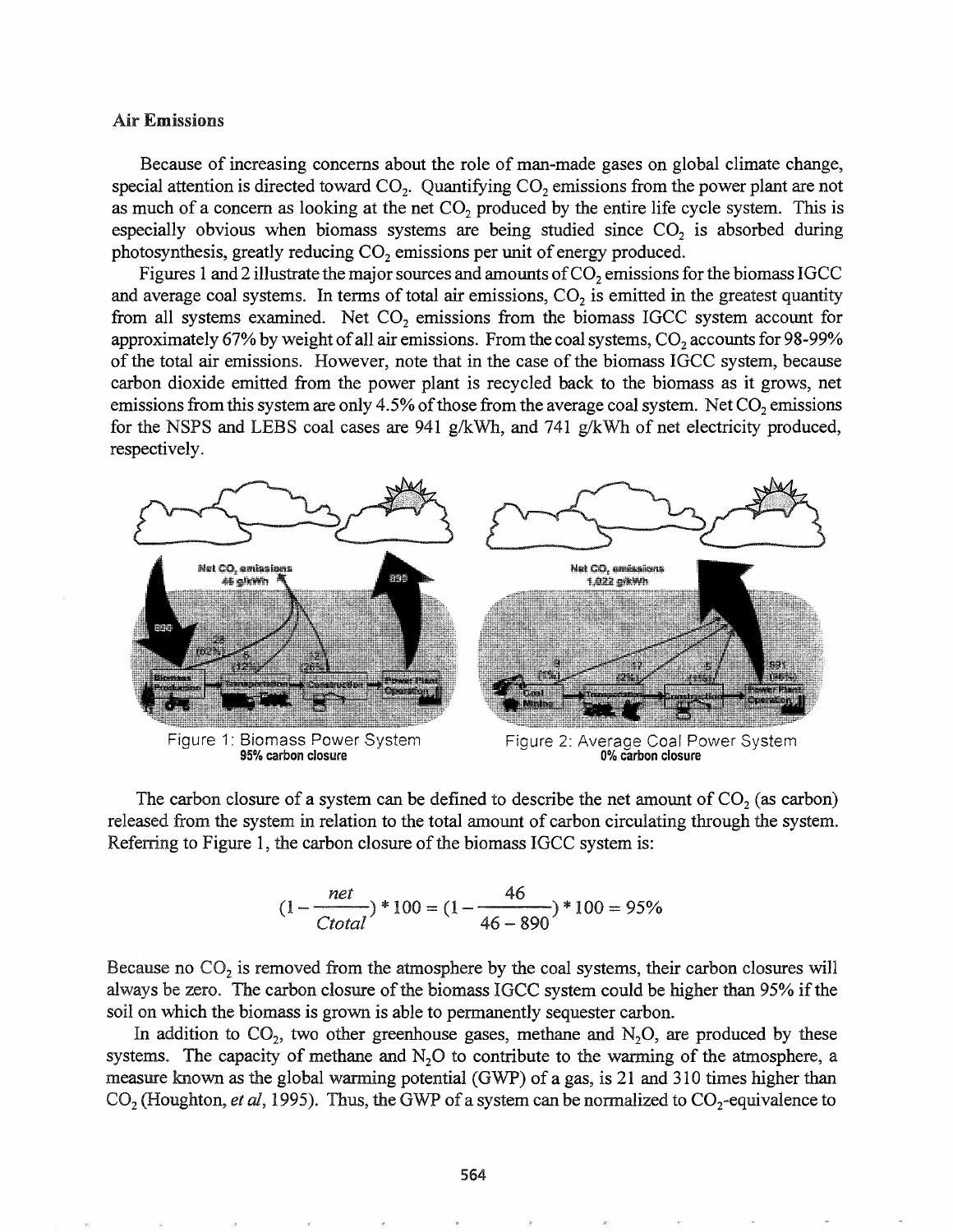## Air Emissions

Because of increasing concerns about the role of man-made gases on global climate change, special attention is directed toward $CO_2$. Quantifying $CO_2$ emissions from the power plant are not as much of a concern as looking at the net $CO_2$ produced by the entire life cycle system. This is especially obvious when biomass systems are being studied since $CO_2$ is absorbed during photosynthesis, greatly reducing $CO_2$ emissions per unit of energy produced.

Figures 1 and 2 illustrate the major sources and amounts of $CO_2$ emissions for the biomass IGCC and average coal systems. In terms of total air emissions, $CO_2$ is emitted in the greatest quantity from all systems examined. Net $CO_2$ emissions from the biomass IGCC system account for approximately 67% by weight of all air emissions. From the coal systems, $CO_2$ accounts for 98-99% of the total air emissions. However, note that in the case of the biomass IGCC system, because carbon dioxide emitted from the power plant is recycled back to the biomass as it grows, net emissions from this system are only 4.5% of those from the average coal system. Net $CO_2$ emissions for the NSPS and LEBS coal cases are 941 g/kWh, and 741 g/kWh of net electricity produced, respectively.

Net $CO_2$ emissions 46 g/kWh

890

890

28 (62%)

5 (12%)

12 (26%)

Biomass Production

Transportation

Construction

Power Plant Operation

Figure 1: Biomass Power System
**95% carbon closure**

Net $CO_2$ emissions 1,022 g/kWh

9 (1%)

17 (2%)

5 (1%)

991 (96%)

Coal Mining

Transportation

Construction

Power Plant Operation

Figure 2: Average Coal Power System
**0% carbon closure**

The carbon closure of a system can be defined to describe the net amount of $CO_2$ (as carbon) released from the system in relation to the total amount of carbon circulating through the system. Referring to Figure 1, the carbon closure of the biomass IGCC system is:

$$(1-\frac{net}{Ctotal})*100=(1-\frac{46}{46-890})*100=95\%$$

Because no $CO_2$ is removed from the atmosphere by the coal systems, their carbon closures will always be zero. The carbon closure of the biomass IGCC system could be higher than 95% if the soil on which the biomass is grown is able to permanently sequester carbon.

In addition to $CO_2$, two other greenhouse gases, methane and $N_2O$, are produced by these systems. The capacity of methane and $N_2O$ to contribute to the warming of the atmosphere, a measure known as the global warming potential (GWP) of a gas, is 21 and 310 times higher than $CO_2$ (Houghton, *et al*, 1995). Thus, the GWP of a system can be normalized to $CO_2$-equivalence to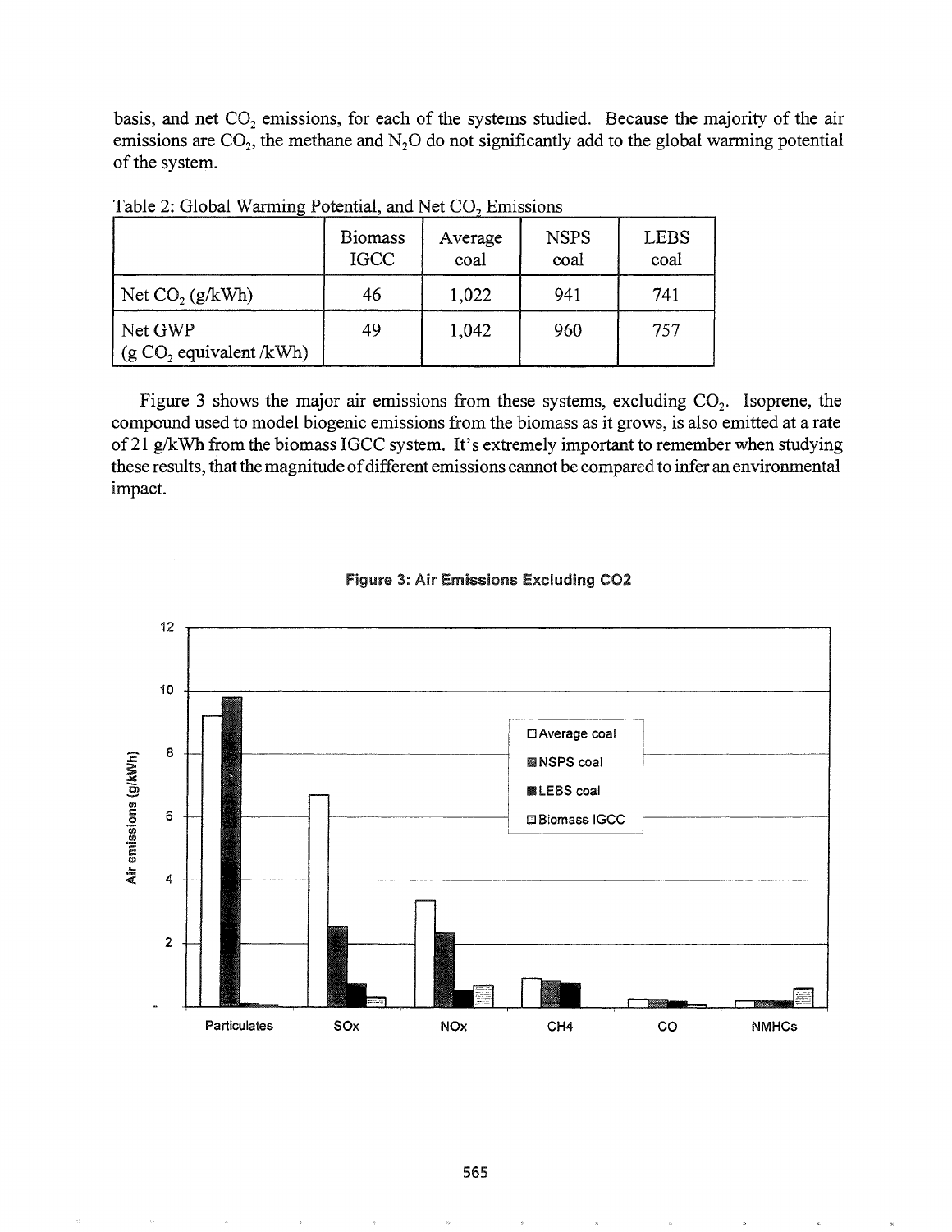basis, and net $CO_2$ emissions, for each of the systems studied. Because the majority of the air emissions are $CO_2$, the methane and $N_2O$ do not significantly add to the global warming potential of the system.

Table 2: Global Warming Potential, and Net $CO_2$ Emissions

| | Biomass IGCC | Average coal | NSPS coal | LEBS coal |
|---|---|---|---|---|
| Net $CO_2$ (g/kWh) | 46 | 1,022 | 941 | 741 |
| Net GWP (g $CO_2$ equivalent /kWh) | 49 | 1,042 | 960 | 757 |

Figure 3 shows the major air emissions from these systems, excluding $CO_2$. Isoprene, the compound used to model biogenic emissions from the biomass as it grows, is also emitted at a rate of 21 g/kWh from the biomass IGCC system. It's extremely important to remember when studying these results, that the magnitude of different emissions cannot be compared to infer an environmental impact.

Figure 3: Air Emissions Excluding CO2

Air emissions (g/kWh)

12
10
8
6
4
2
-

Average coal
NSPS coal
LEBS coal
Biomass IGCC

Particulates
SOx
NOx
CH4
CO
NMHCs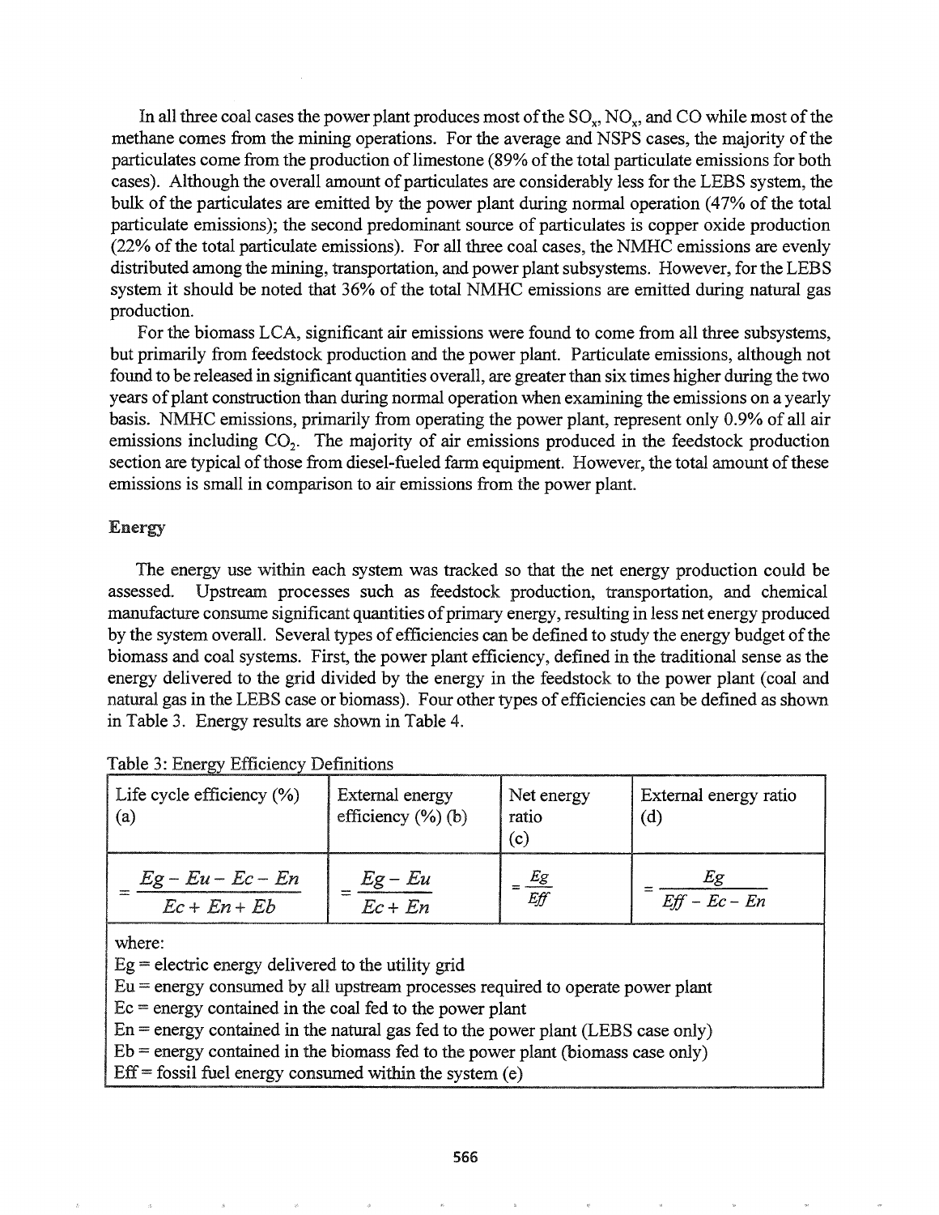In all three coal cases the power plant produces most of the $SO_x$, $NO_x$, and CO while most of the methane comes from the mining operations. For the average and NSPS cases, the majority of the particulates come from the production of limestone (89% of the total particulate emissions for both cases). Although the overall amount of particulates are considerably less for the LEBS system, the bulk of the particulates are emitted by the power plant during normal operation (47% of the total particulate emissions); the second predominant source of particulates is copper oxide production (22% of the total particulate emissions). For all three coal cases, the NMHC emissions are evenly distributed among the mining, transportation, and power plant subsystems. However, for the LEBS system it should be noted that 36% of the total NMHC emissions are emitted during natural gas production.

For the biomass LCA, significant air emissions were found to come from all three subsystems, but primarily from feedstock production and the power plant. Particulate emissions, although not found to be released in significant quantities overall, are greater than six times higher during the two years of plant construction than during normal operation when examining the emissions on a yearly basis. NMHC emissions, primarily from operating the power plant, represent only 0.9% of all air emissions including $CO_2$. The majority of air emissions produced in the feedstock production section are typical of those from diesel-fueled farm equipment. However, the total amount of these emissions is small in comparison to air emissions from the power plant.

## Energy

The energy use within each system was tracked so that the net energy production could be assessed. Upstream processes such as feedstock production, transportation, and chemical manufacture consume significant quantities of primary energy, resulting in less net energy produced by the system overall. Several types of efficiencies can be defined to study the energy budget of the biomass and coal systems. First, the power plant efficiency, defined in the traditional sense as the energy delivered to the grid divided by the energy in the feedstock to the power plant (coal and natural gas in the LEBS case or biomass). Four other types of efficiencies can be defined as shown in Table 3. Energy results are shown in Table 4.

Table 3: Energy Efficiency Definitions

| Life cycle efficiency (%) (a) | External energy efficiency (%) (b) | Net energy ratio (c) | External energy ratio (d) |
|---|---|---|---|
| $= \dfrac{Eg - Eu - Ec - En}{Ec + En + Eb}$ | $= \dfrac{Eg - Eu}{Ec + En}$ | $= \dfrac{Eg}{Eff}$ | $= \dfrac{Eg}{Eff - Ec - En}$ |

where:
Eg = electric energy delivered to the utility grid
Eu = energy consumed by all upstream processes required to operate power plant
Ec = energy contained in the coal fed to the power plant
En = energy contained in the natural gas fed to the power plant (LEBS case only)
Eb = energy contained in the biomass fed to the power plant (biomass case only)
Eff = fossil fuel energy consumed within the system (e)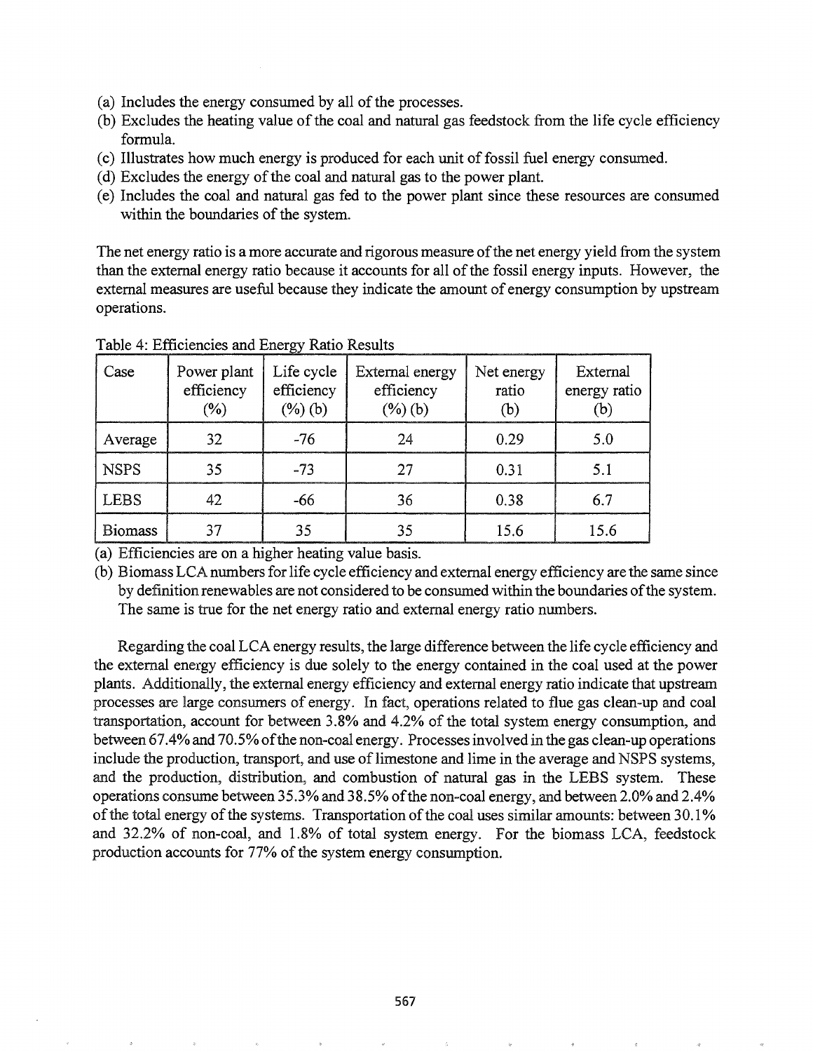(a) Includes the energy consumed by all of the processes.
(b) Excludes the heating value of the coal and natural gas feedstock from the life cycle efficiency formula.
(c) Illustrates how much energy is produced for each unit of fossil fuel energy consumed.
(d) Excludes the energy of the coal and natural gas to the power plant.
(e) Includes the coal and natural gas fed to the power plant since these resources are consumed within the boundaries of the system.

The net energy ratio is a more accurate and rigorous measure of the net energy yield from the system than the external energy ratio because it accounts for all of the fossil energy inputs. However, the external measures are useful because they indicate the amount of energy consumption by upstream operations.

Table 4: Efficiencies and Energy Ratio Results

| Case | Power plant efficiency (%) | Life cycle efficiency (%) (b) | External energy efficiency (%) (b) | Net energy ratio (b) | External energy ratio (b) |
|---|---|---|---|---|---|
| Average | 32 | -76 | 24 | 0.29 | 5.0 |
| NSPS | 35 | -73 | 27 | 0.31 | 5.1 |
| LEBS | 42 | -66 | 36 | 0.38 | 6.7 |
| Biomass | 37 | 35 | 35 | 15.6 | 15.6 |

(a) Efficiencies are on a higher heating value basis.
(b) Biomass LCA numbers for life cycle efficiency and external energy efficiency are the same since by definition renewables are not considered to be consumed within the boundaries of the system. The same is true for the net energy ratio and external energy ratio numbers.

Regarding the coal LCA energy results, the large difference between the life cycle efficiency and the external energy efficiency is due solely to the energy contained in the coal used at the power plants. Additionally, the external energy efficiency and external energy ratio indicate that upstream processes are large consumers of energy. In fact, operations related to flue gas clean-up and coal transportation, account for between 3.8% and 4.2% of the total system energy consumption, and between 67.4% and 70.5% of the non-coal energy. Processes involved in the gas clean-up operations include the production, transport, and use of limestone and lime in the average and NSPS systems, and the production, distribution, and combustion of natural gas in the LEBS system. These operations consume between 35.3% and 38.5% of the non-coal energy, and between 2.0% and 2.4% of the total energy of the systems. Transportation of the coal uses similar amounts: between 30.1% and 32.2% of non-coal, and 1.8% of total system energy. For the biomass LCA, feedstock production accounts for 77% of the system energy consumption.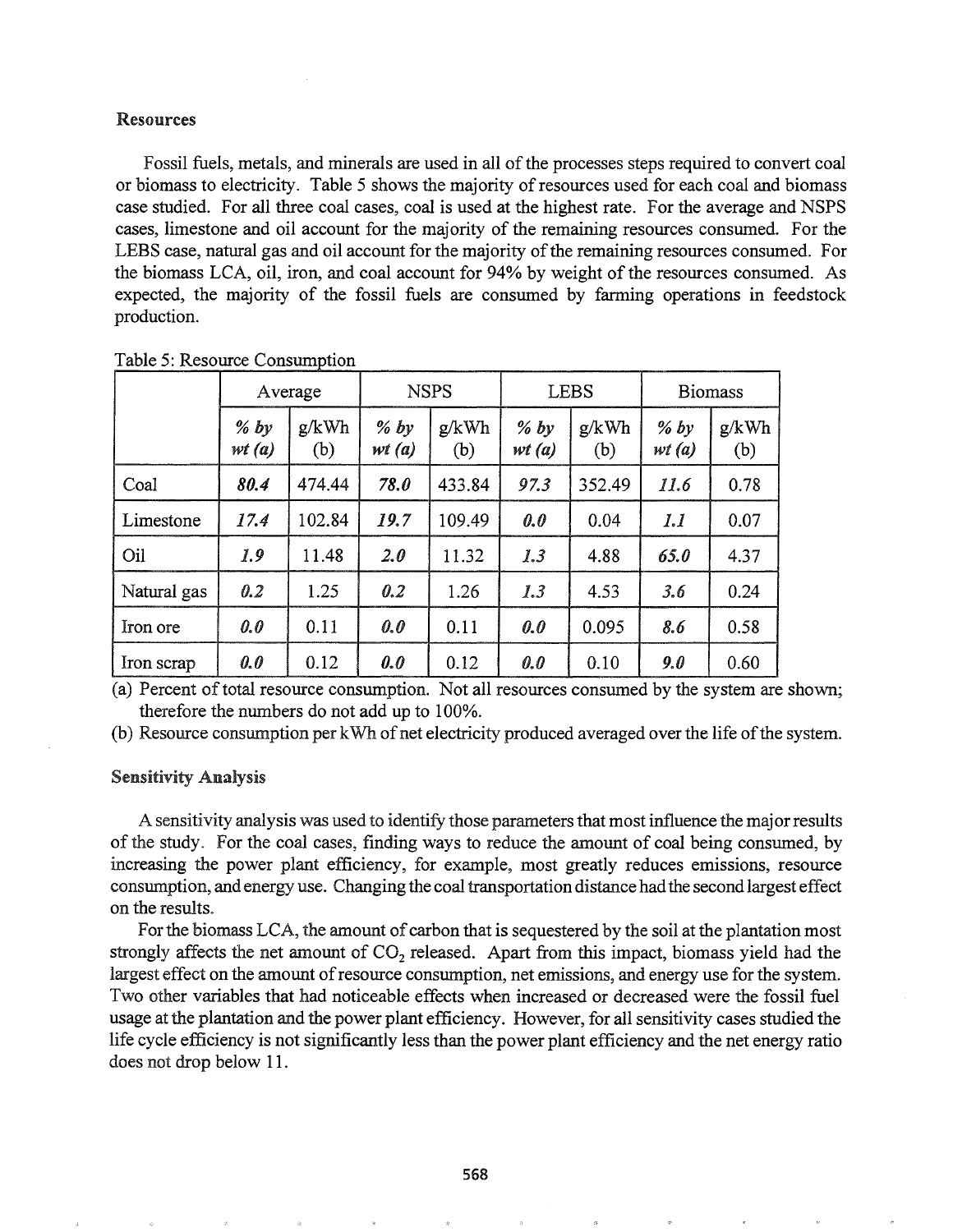## Resources

Fossil fuels, metals, and minerals are used in all of the processes steps required to convert coal or biomass to electricity. Table 5 shows the majority of resources used for each coal and biomass case studied. For all three coal cases, coal is used at the highest rate. For the average and NSPS cases, limestone and oil account for the majority of the remaining resources consumed. For the LEBS case, natural gas and oil account for the majority of the remaining resources consumed. For the biomass LCA, oil, iron, and coal account for 94% by weight of the resources consumed. As expected, the majority of the fossil fuels are consumed by farming operations in feedstock production.

Table 5: Resource Consumption

| | Average | | NSPS | | LEBS | | Biomass | |
|---|---|---|---|---|---|---|---|---|
| | *% by wt (a)* | g/kWh (b) | *% by wt (a)* | g/kWh (b) | *% by wt (a)* | g/kWh (b) | *% by wt (a)* | g/kWh (b) |
| Coal | ***80.4*** | 474.44 | ***78.0*** | 433.84 | ***97.3*** | 352.49 | ***11.6*** | 0.78 |
| Limestone | ***17.4*** | 102.84 | ***19.7*** | 109.49 | ***0.0*** | 0.04 | ***1.1*** | 0.07 |
| Oil | ***1.9*** | 11.48 | ***2.0*** | 11.32 | ***1.3*** | 4.88 | ***65.0*** | 4.37 |
| Natural gas | ***0.2*** | 1.25 | ***0.2*** | 1.26 | ***1.3*** | 4.53 | ***3.6*** | 0.24 |
| Iron ore | ***0.0*** | 0.11 | ***0.0*** | 0.11 | ***0.0*** | 0.095 | ***8.6*** | 0.58 |
| Iron scrap | ***0.0*** | 0.12 | ***0.0*** | 0.12 | ***0.0*** | 0.10 | ***9.0*** | 0.60 |

(a) Percent of total resource consumption. Not all resources consumed by the system are shown; therefore the numbers do not add up to 100%.

(b) Resource consumption per kWh of net electricity produced averaged over the life of the system.

## Sensitivity Analysis

A sensitivity analysis was used to identify those parameters that most influence the major results of the study. For the coal cases, finding ways to reduce the amount of coal being consumed, by increasing the power plant efficiency, for example, most greatly reduces emissions, resource consumption, and energy use. Changing the coal transportation distance had the second largest effect on the results.

For the biomass LCA, the amount of carbon that is sequestered by the soil at the plantation most strongly affects the net amount of $CO_2$ released. Apart from this impact, biomass yield had the largest effect on the amount of resource consumption, net emissions, and energy use for the system. Two other variables that had noticeable effects when increased or decreased were the fossil fuel usage at the plantation and the power plant efficiency. However, for all sensitivity cases studied the life cycle efficiency is not significantly less than the power plant efficiency and the net energy ratio does not drop below 11.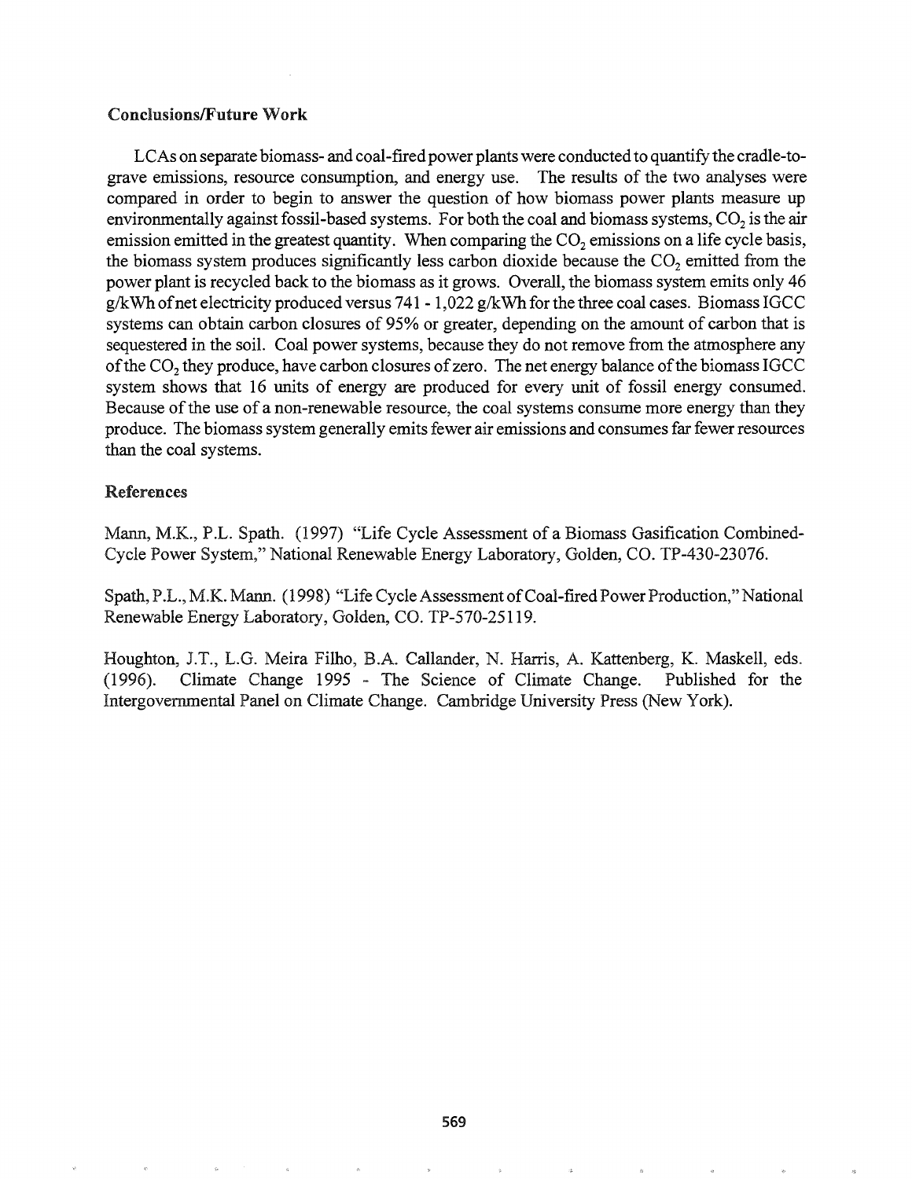## Conclusions/Future Work

LCAs on separate biomass- and coal-fired power plants were conducted to quantify the cradle-to-grave emissions, resource consumption, and energy use. The results of the two analyses were compared in order to begin to answer the question of how biomass power plants measure up environmentally against fossil-based systems. For both the coal and biomass systems, $CO_2$ is the air emission emitted in the greatest quantity. When comparing the $CO_2$ emissions on a life cycle basis, the biomass system produces significantly less carbon dioxide because the $CO_2$ emitted from the power plant is recycled back to the biomass as it grows. Overall, the biomass system emits only 46 g/kWh of net electricity produced versus 741 - 1,022 g/kWh for the three coal cases. Biomass IGCC systems can obtain carbon closures of 95% or greater, depending on the amount of carbon that is sequestered in the soil. Coal power systems, because they do not remove from the atmosphere any of the $CO_2$ they produce, have carbon closures of zero. The net energy balance of the biomass IGCC system shows that 16 units of energy are produced for every unit of fossil energy consumed. Because of the use of a non-renewable resource, the coal systems consume more energy than they produce. The biomass system generally emits fewer air emissions and consumes far fewer resources than the coal systems.

## References

Mann, M.K., P.L. Spath. (1997) "Life Cycle Assessment of a Biomass Gasification Combined-Cycle Power System," National Renewable Energy Laboratory, Golden, CO. TP-430-23076.

Spath, P.L., M.K. Mann. (1998) "Life Cycle Assessment of Coal-fired Power Production," National Renewable Energy Laboratory, Golden, CO. TP-570-25119.

Houghton, J.T., L.G. Meira Filho, B.A. Callander, N. Harris, A. Kattenberg, K. Maskell, eds. (1996). Climate Change 1995 - The Science of Climate Change. Published for the Intergovernmental Panel on Climate Change. Cambridge University Press (New York).